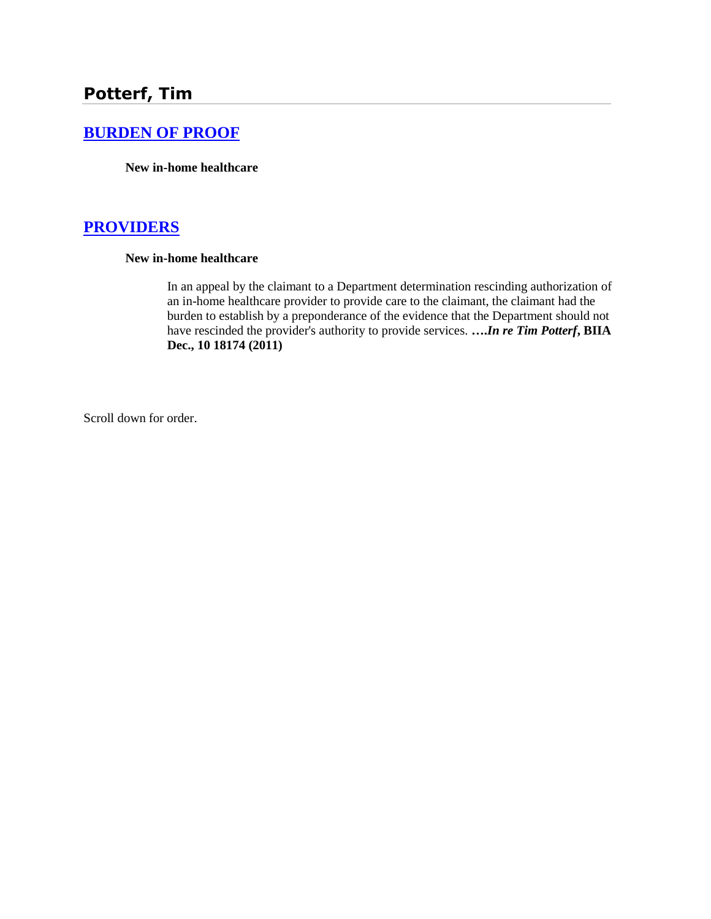## Potterf, Tim

### [BURDEN OF PROOF]

**New in-home healthcare**

### [PROVIDERS]

**New in-home healthcare**

> In an appeal by the claimant to a Department determination rescinding authorization of an in-home healthcare provider to provide care to the claimant, the claimant had the burden to establish by a preponderance of the evidence that the Department should not have rescinded the provider's authority to provide services. ***….In re Tim Potterf*, BIIA Dec., 10 18174 (2011)**

Scroll down for order.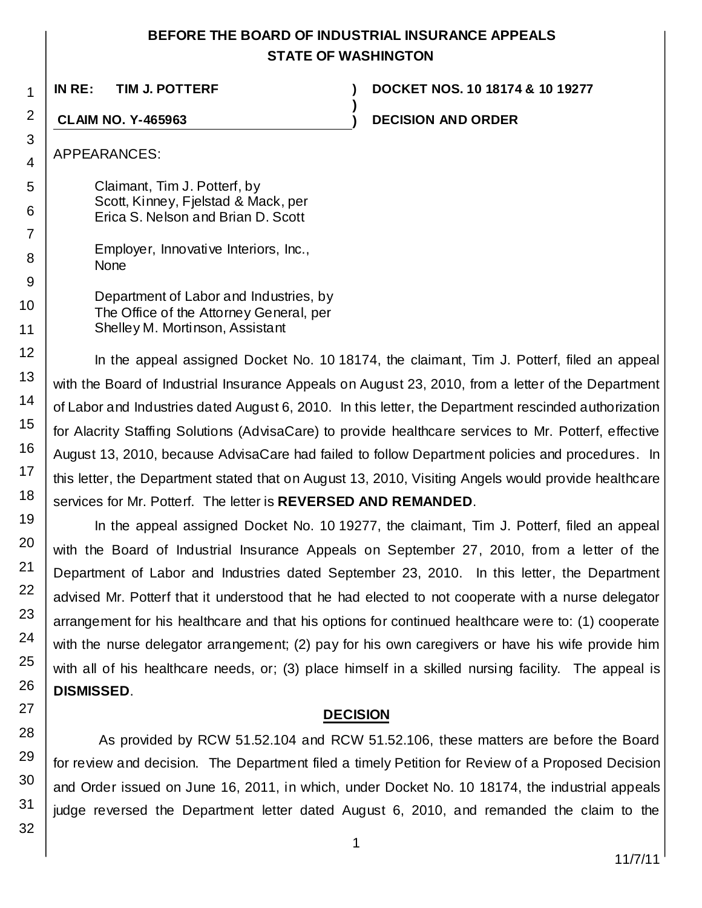# BEFORE THE BOARD OF INDUSTRIAL INSURANCE APPEALS
# STATE OF WASHINGTON

**IN RE: TIM J. POTTERF** ) **DOCKET NOS. 10 18174 & 10 19277**
)
**CLAIM NO. Y-465963** ) **DECISION AND ORDER**

APPEARANCES:

Claimant, Tim J. Potterf, by
Scott, Kinney, Fjelstad & Mack, per
Erica S. Nelson and Brian D. Scott

Employer, Innovative Interiors, Inc.,
None

Department of Labor and Industries, by
The Office of the Attorney General, per
Shelley M. Mortinson, Assistant

In the appeal assigned Docket No. 10 18174, the claimant, Tim J. Potterf, filed an appeal with the Board of Industrial Insurance Appeals on August 23, 2010, from a letter of the Department of Labor and Industries dated August 6, 2010. In this letter, the Department rescinded authorization for Alacrity Staffing Solutions (AdvisaCare) to provide healthcare services to Mr. Potterf, effective August 13, 2010, because AdvisaCare had failed to follow Department policies and procedures. In this letter, the Department stated that on August 13, 2010, Visiting Angels would provide healthcare services for Mr. Potterf. The letter is **REVERSED AND REMANDED**.

In the appeal assigned Docket No. 10 19277, the claimant, Tim J. Potterf, filed an appeal with the Board of Industrial Insurance Appeals on September 27, 2010, from a letter of the Department of Labor and Industries dated September 23, 2010. In this letter, the Department advised Mr. Potterf that it understood that he had elected to not cooperate with a nurse delegator arrangement for his healthcare and that his options for continued healthcare were to: (1) cooperate with the nurse delegator arrangement; (2) pay for his own caregivers or have his wife provide him with all of his healthcare needs, or; (3) place himself in a skilled nursing facility. The appeal is **DISMISSED**.

## DECISION

As provided by RCW 51.52.104 and RCW 51.52.106, these matters are before the Board for review and decision. The Department filed a timely Petition for Review of a Proposed Decision and Order issued on June 16, 2011, in which, under Docket No. 10 18174, the industrial appeals judge reversed the Department letter dated August 6, 2010, and remanded the claim to the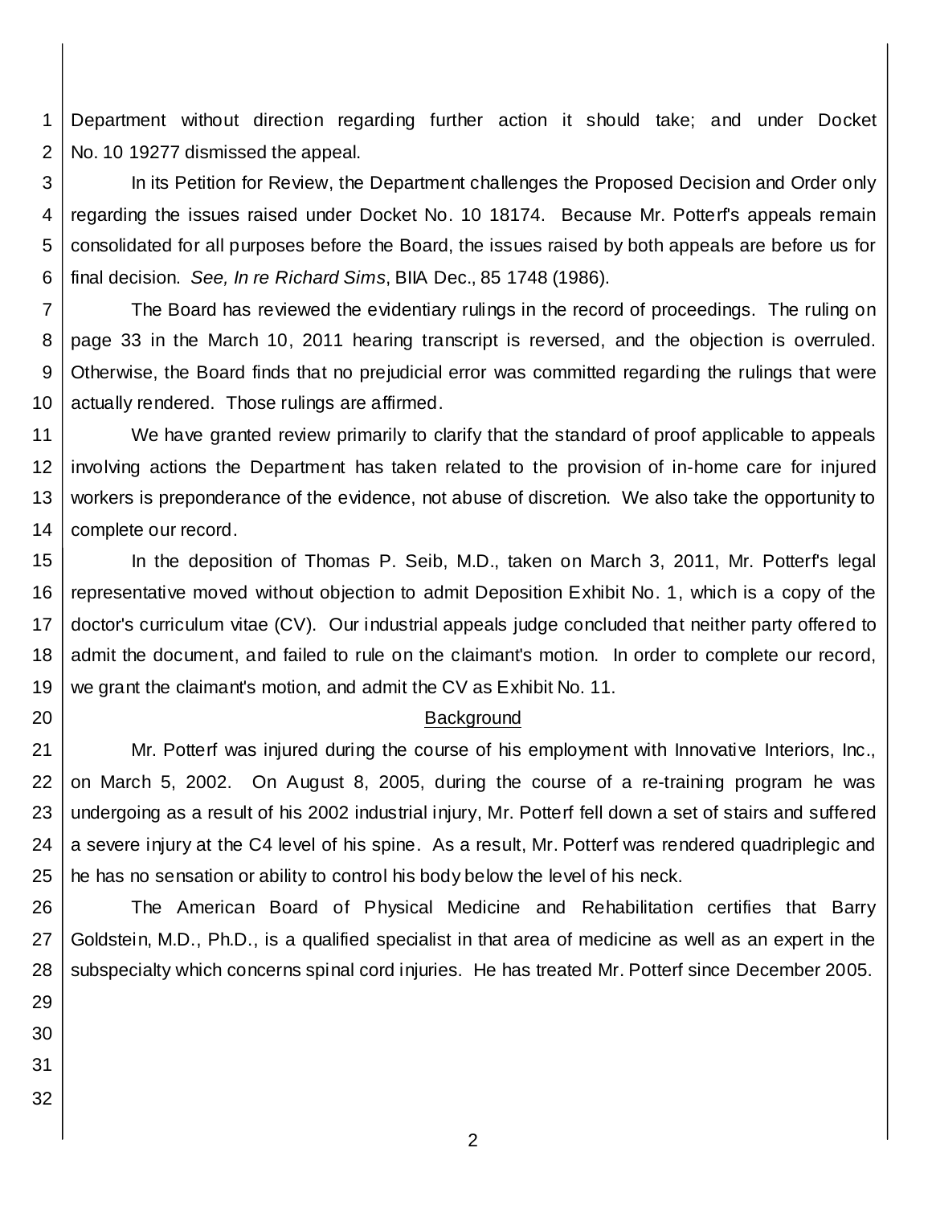Department without direction regarding further action it should take; and under Docket No. 10 19277 dismissed the appeal.

In its Petition for Review, the Department challenges the Proposed Decision and Order only regarding the issues raised under Docket No. 10 18174. Because Mr. Potterf's appeals remain consolidated for all purposes before the Board, the issues raised by both appeals are before us for final decision. *See, In re Richard Sims*, BIIA Dec., 85 1748 (1986).

The Board has reviewed the evidentiary rulings in the record of proceedings. The ruling on page 33 in the March 10, 2011 hearing transcript is reversed, and the objection is overruled. Otherwise, the Board finds that no prejudicial error was committed regarding the rulings that were actually rendered. Those rulings are affirmed.

We have granted review primarily to clarify that the standard of proof applicable to appeals involving actions the Department has taken related to the provision of in-home care for injured workers is preponderance of the evidence, not abuse of discretion. We also take the opportunity to complete our record.

In the deposition of Thomas P. Seib, M.D., taken on March 3, 2011, Mr. Potterf's legal representative moved without objection to admit Deposition Exhibit No. 1, which is a copy of the doctor's curriculum vitae (CV). Our industrial appeals judge concluded that neither party offered to admit the document, and failed to rule on the claimant's motion. In order to complete our record, we grant the claimant's motion, and admit the CV as Exhibit No. 11.

## Background

Mr. Potterf was injured during the course of his employment with Innovative Interiors, Inc., on March 5, 2002. On August 8, 2005, during the course of a re-training program he was undergoing as a result of his 2002 industrial injury, Mr. Potterf fell down a set of stairs and suffered a severe injury at the C4 level of his spine. As a result, Mr. Potterf was rendered quadriplegic and he has no sensation or ability to control his body below the level of his neck.

The American Board of Physical Medicine and Rehabilitation certifies that Barry Goldstein, M.D., Ph.D., is a qualified specialist in that area of medicine as well as an expert in the subspecialty which concerns spinal cord injuries. He has treated Mr. Potterf since December 2005.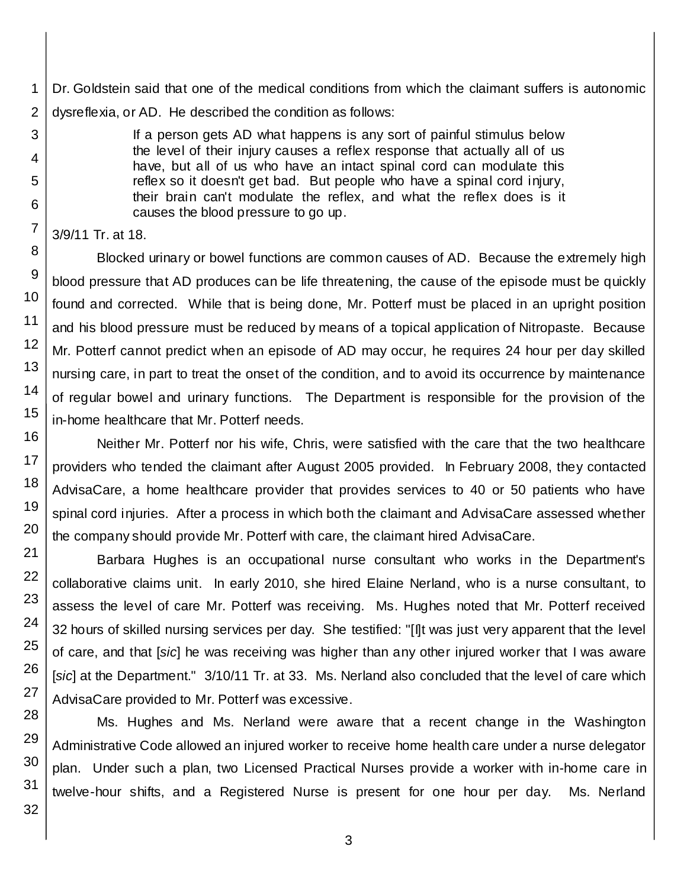Dr. Goldstein said that one of the medical conditions from which the claimant suffers is autonomic dysreflexia, or AD. He described the condition as follows:

> If a person gets AD what happens is any sort of painful stimulus below the level of their injury causes a reflex response that actually all of us have, but all of us who have an intact spinal cord can modulate this reflex so it doesn't get bad. But people who have a spinal cord injury, their brain can't modulate the reflex, and what the reflex does is it causes the blood pressure to go up.

3/9/11 Tr. at 18.

Blocked urinary or bowel functions are common causes of AD. Because the extremely high blood pressure that AD produces can be life threatening, the cause of the episode must be quickly found and corrected. While that is being done, Mr. Potterf must be placed in an upright position and his blood pressure must be reduced by means of a topical application of Nitropaste. Because Mr. Potterf cannot predict when an episode of AD may occur, he requires 24 hour per day skilled nursing care, in part to treat the onset of the condition, and to avoid its occurrence by maintenance of regular bowel and urinary functions. The Department is responsible for the provision of the in-home healthcare that Mr. Potterf needs.

Neither Mr. Potterf nor his wife, Chris, were satisfied with the care that the two healthcare providers who tended the claimant after August 2005 provided. In February 2008, they contacted AdvisaCare, a home healthcare provider that provides services to 40 or 50 patients who have spinal cord injuries. After a process in which both the claimant and AdvisaCare assessed whether the company should provide Mr. Potterf with care, the claimant hired AdvisaCare.

Barbara Hughes is an occupational nurse consultant who works in the Department's collaborative claims unit. In early 2010, she hired Elaine Nerland, who is a nurse consultant, to assess the level of care Mr. Potterf was receiving. Ms. Hughes noted that Mr. Potterf received 32 hours of skilled nursing services per day. She testified: "[I]t was just very apparent that the level of care, and that [*sic*] he was receiving was higher than any other injured worker that I was aware [*sic*] at the Department." 3/10/11 Tr. at 33. Ms. Nerland also concluded that the level of care which AdvisaCare provided to Mr. Potterf was excessive.

Ms. Hughes and Ms. Nerland were aware that a recent change in the Washington Administrative Code allowed an injured worker to receive home health care under a nurse delegator plan. Under such a plan, two Licensed Practical Nurses provide a worker with in-home care in twelve-hour shifts, and a Registered Nurse is present for one hour per day. Ms. Nerland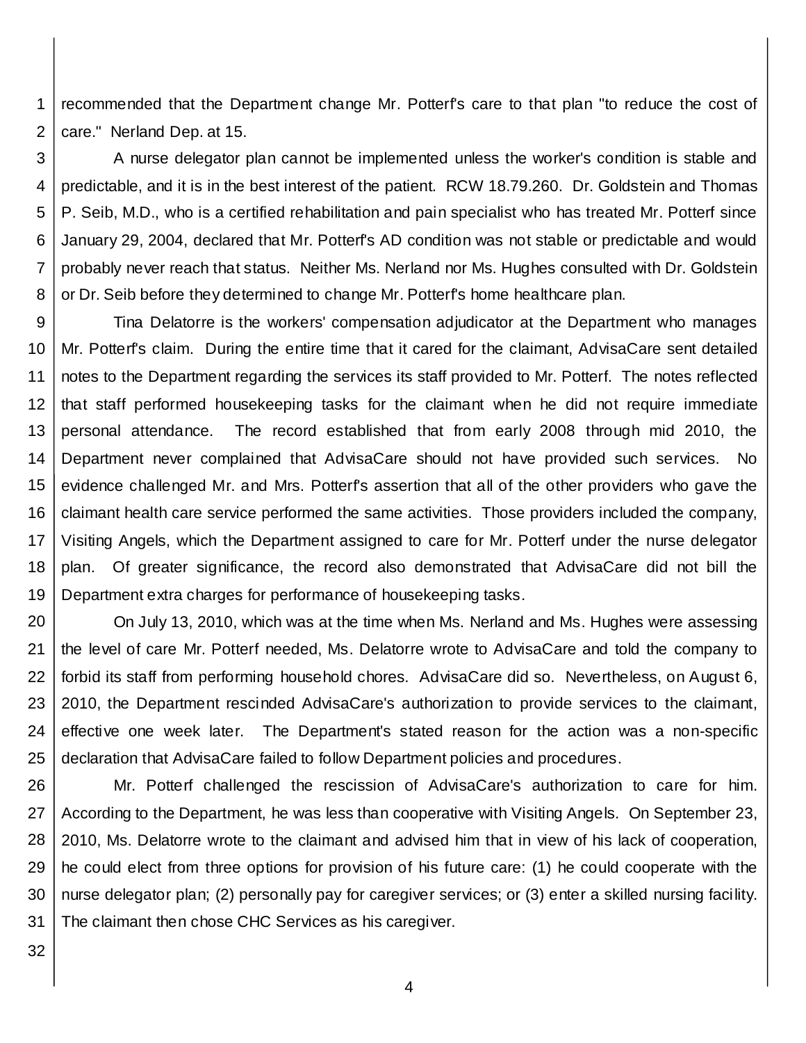recommended that the Department change Mr. Potterf's care to that plan "to reduce the cost of care." Nerland Dep. at 15.

A nurse delegator plan cannot be implemented unless the worker's condition is stable and predictable, and it is in the best interest of the patient. RCW 18.79.260. Dr. Goldstein and Thomas P. Seib, M.D., who is a certified rehabilitation and pain specialist who has treated Mr. Potterf since January 29, 2004, declared that Mr. Potterf's AD condition was not stable or predictable and would probably never reach that status. Neither Ms. Nerland nor Ms. Hughes consulted with Dr. Goldstein or Dr. Seib before they determined to change Mr. Potterf's home healthcare plan.

Tina Delatorre is the workers' compensation adjudicator at the Department who manages Mr. Potterf's claim. During the entire time that it cared for the claimant, AdvisaCare sent detailed notes to the Department regarding the services its staff provided to Mr. Potterf. The notes reflected that staff performed housekeeping tasks for the claimant when he did not require immediate personal attendance. The record established that from early 2008 through mid 2010, the Department never complained that AdvisaCare should not have provided such services. No evidence challenged Mr. and Mrs. Potterf's assertion that all of the other providers who gave the claimant health care service performed the same activities. Those providers included the company, Visiting Angels, which the Department assigned to care for Mr. Potterf under the nurse delegator plan. Of greater significance, the record also demonstrated that AdvisaCare did not bill the Department extra charges for performance of housekeeping tasks.

On July 13, 2010, which was at the time when Ms. Nerland and Ms. Hughes were assessing the level of care Mr. Potterf needed, Ms. Delatorre wrote to AdvisaCare and told the company to forbid its staff from performing household chores. AdvisaCare did so. Nevertheless, on August 6, 2010, the Department rescinded AdvisaCare's authorization to provide services to the claimant, effective one week later. The Department's stated reason for the action was a non-specific declaration that AdvisaCare failed to follow Department policies and procedures.

Mr. Potterf challenged the rescission of AdvisaCare's authorization to care for him. According to the Department, he was less than cooperative with Visiting Angels. On September 23, 2010, Ms. Delatorre wrote to the claimant and advised him that in view of his lack of cooperation, he could elect from three options for provision of his future care: (1) he could cooperate with the nurse delegator plan; (2) personally pay for caregiver services; or (3) enter a skilled nursing facility. The claimant then chose CHC Services as his caregiver.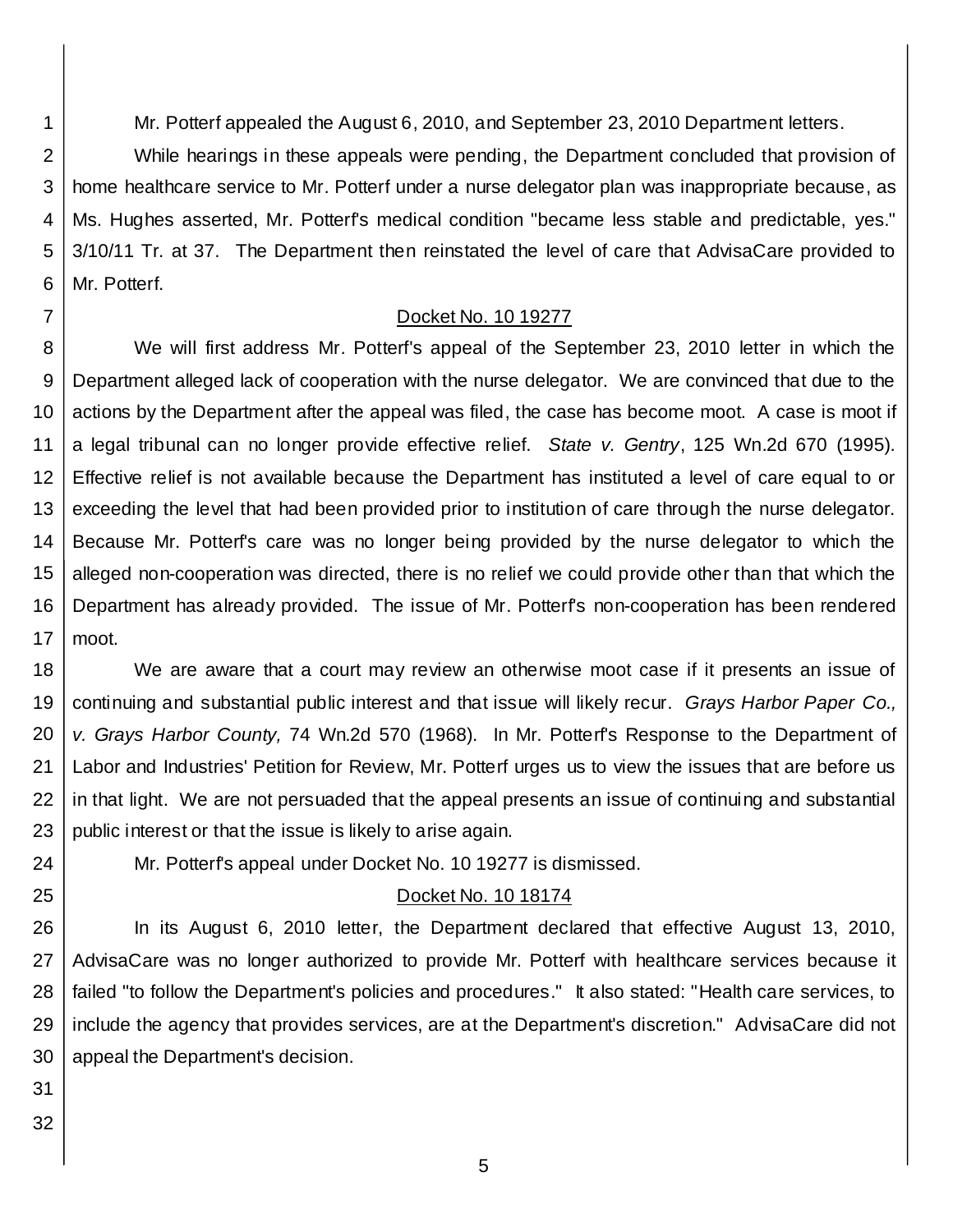Mr. Potterf appealed the August 6, 2010, and September 23, 2010 Department letters.

While hearings in these appeals were pending, the Department concluded that provision of home healthcare service to Mr. Potterf under a nurse delegator plan was inappropriate because, as Ms. Hughes asserted, Mr. Potterf's medical condition "became less stable and predictable, yes." 3/10/11 Tr. at 37. The Department then reinstated the level of care that AdvisaCare provided to Mr. Potterf.

## Docket No. 10 19277

We will first address Mr. Potterf's appeal of the September 23, 2010 letter in which the Department alleged lack of cooperation with the nurse delegator. We are convinced that due to the actions by the Department after the appeal was filed, the case has become moot. A case is moot if a legal tribunal can no longer provide effective relief. *State v. Gentry*, 125 Wn.2d 670 (1995). Effective relief is not available because the Department has instituted a level of care equal to or exceeding the level that had been provided prior to institution of care through the nurse delegator. Because Mr. Potterf's care was no longer being provided by the nurse delegator to which the alleged non-cooperation was directed, there is no relief we could provide other than that which the Department has already provided. The issue of Mr. Potterf's non-cooperation has been rendered moot.

We are aware that a court may review an otherwise moot case if it presents an issue of continuing and substantial public interest and that issue will likely recur. *Grays Harbor Paper Co., v. Grays Harbor County,* 74 Wn.2d 570 (1968). In Mr. Potterf's Response to the Department of Labor and Industries' Petition for Review, Mr. Potterf urges us to view the issues that are before us in that light. We are not persuaded that the appeal presents an issue of continuing and substantial public interest or that the issue is likely to arise again.

Mr. Potterf's appeal under Docket No. 10 19277 is dismissed.

## Docket No. 10 18174

In its August 6, 2010 letter, the Department declared that effective August 13, 2010, AdvisaCare was no longer authorized to provide Mr. Potterf with healthcare services because it failed "to follow the Department's policies and procedures." It also stated: "Health care services, to include the agency that provides services, are at the Department's discretion." AdvisaCare did not appeal the Department's decision.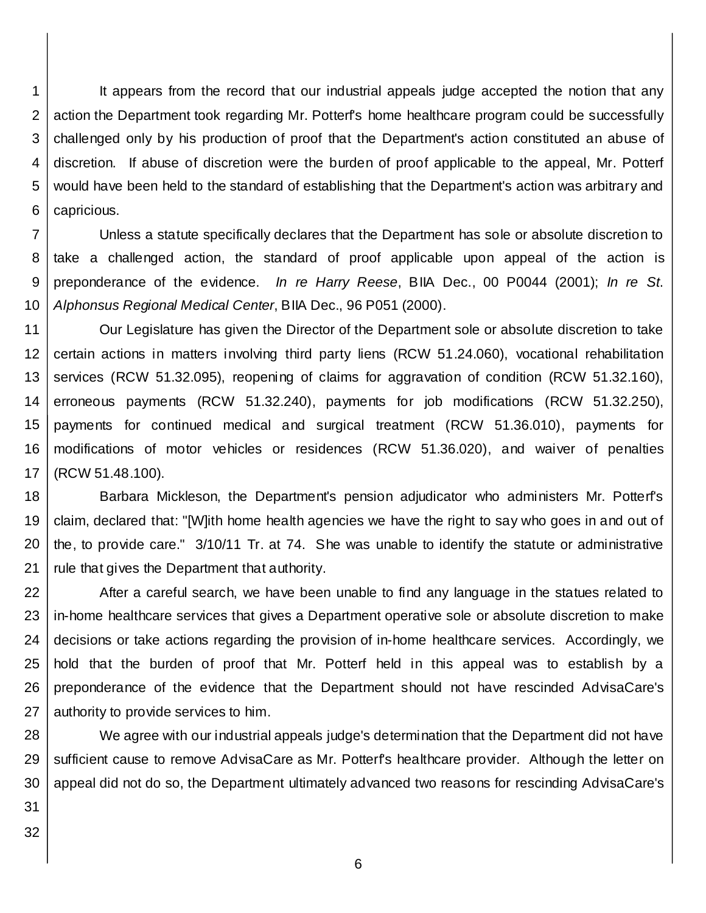It appears from the record that our industrial appeals judge accepted the notion that any action the Department took regarding Mr. Potterf's home healthcare program could be successfully challenged only by his production of proof that the Department's action constituted an abuse of discretion. If abuse of discretion were the burden of proof applicable to the appeal, Mr. Potterf would have been held to the standard of establishing that the Department's action was arbitrary and capricious.

Unless a statute specifically declares that the Department has sole or absolute discretion to take a challenged action, the standard of proof applicable upon appeal of the action is preponderance of the evidence. *In re Harry Reese*, BIIA Dec., 00 P0044 (2001); *In re St. Alphonsus Regional Medical Center*, BIIA Dec., 96 P051 (2000).

Our Legislature has given the Director of the Department sole or absolute discretion to take certain actions in matters involving third party liens (RCW 51.24.060), vocational rehabilitation services (RCW 51.32.095), reopening of claims for aggravation of condition (RCW 51.32.160), erroneous payments (RCW 51.32.240), payments for job modifications (RCW 51.32.250), payments for continued medical and surgical treatment (RCW 51.36.010), payments for modifications of motor vehicles or residences (RCW 51.36.020), and waiver of penalties (RCW 51.48.100).

Barbara Mickleson, the Department's pension adjudicator who administers Mr. Potterf's claim, declared that: "[W]ith home health agencies we have the right to say who goes in and out of the, to provide care." 3/10/11 Tr. at 74. She was unable to identify the statute or administrative rule that gives the Department that authority.

After a careful search, we have been unable to find any language in the statues related to in-home healthcare services that gives a Department operative sole or absolute discretion to make decisions or take actions regarding the provision of in-home healthcare services. Accordingly, we hold that the burden of proof that Mr. Potterf held in this appeal was to establish by a preponderance of the evidence that the Department should not have rescinded AdvisaCare's authority to provide services to him.

We agree with our industrial appeals judge's determination that the Department did not have sufficient cause to remove AdvisaCare as Mr. Potterf's healthcare provider. Although the letter on appeal did not do so, the Department ultimately advanced two reasons for rescinding AdvisaCare's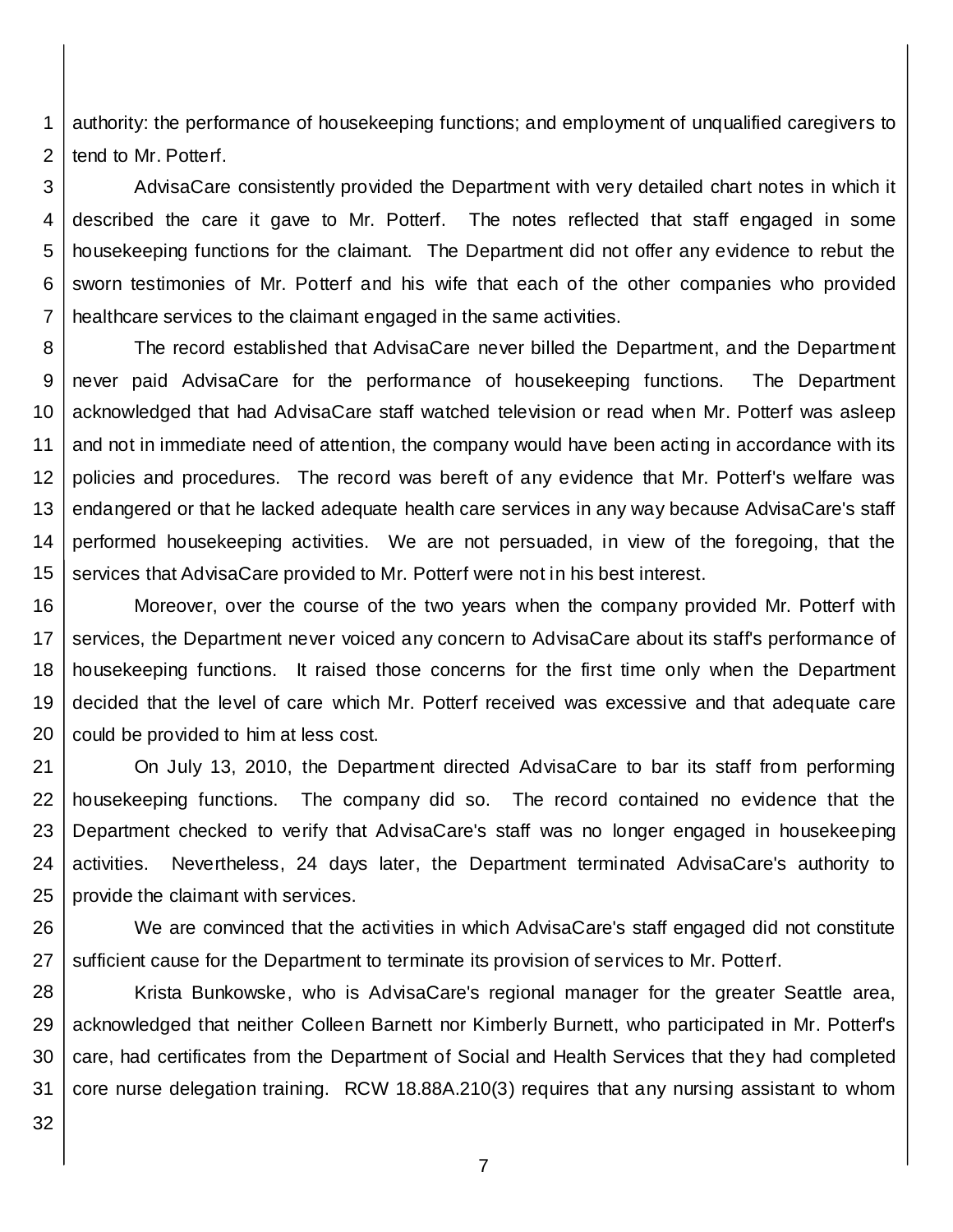authority: the performance of housekeeping functions; and employment of unqualified caregivers to tend to Mr. Potterf.

AdvisaCare consistently provided the Department with very detailed chart notes in which it described the care it gave to Mr. Potterf. The notes reflected that staff engaged in some housekeeping functions for the claimant. The Department did not offer any evidence to rebut the sworn testimonies of Mr. Potterf and his wife that each of the other companies who provided healthcare services to the claimant engaged in the same activities.

The record established that AdvisaCare never billed the Department, and the Department never paid AdvisaCare for the performance of housekeeping functions. The Department acknowledged that had AdvisaCare staff watched television or read when Mr. Potterf was asleep and not in immediate need of attention, the company would have been acting in accordance with its policies and procedures. The record was bereft of any evidence that Mr. Potterf's welfare was endangered or that he lacked adequate health care services in any way because AdvisaCare's staff performed housekeeping activities. We are not persuaded, in view of the foregoing, that the services that AdvisaCare provided to Mr. Potterf were not in his best interest.

Moreover, over the course of the two years when the company provided Mr. Potterf with services, the Department never voiced any concern to AdvisaCare about its staff's performance of housekeeping functions. It raised those concerns for the first time only when the Department decided that the level of care which Mr. Potterf received was excessive and that adequate care could be provided to him at less cost.

On July 13, 2010, the Department directed AdvisaCare to bar its staff from performing housekeeping functions. The company did so. The record contained no evidence that the Department checked to verify that AdvisaCare's staff was no longer engaged in housekeeping activities. Nevertheless, 24 days later, the Department terminated AdvisaCare's authority to provide the claimant with services.

We are convinced that the activities in which AdvisaCare's staff engaged did not constitute sufficient cause for the Department to terminate its provision of services to Mr. Potterf.

Krista Bunkowske, who is AdvisaCare's regional manager for the greater Seattle area, acknowledged that neither Colleen Barnett nor Kimberly Burnett, who participated in Mr. Potterf's care, had certificates from the Department of Social and Health Services that they had completed core nurse delegation training. RCW 18.88A.210(3) requires that any nursing assistant to whom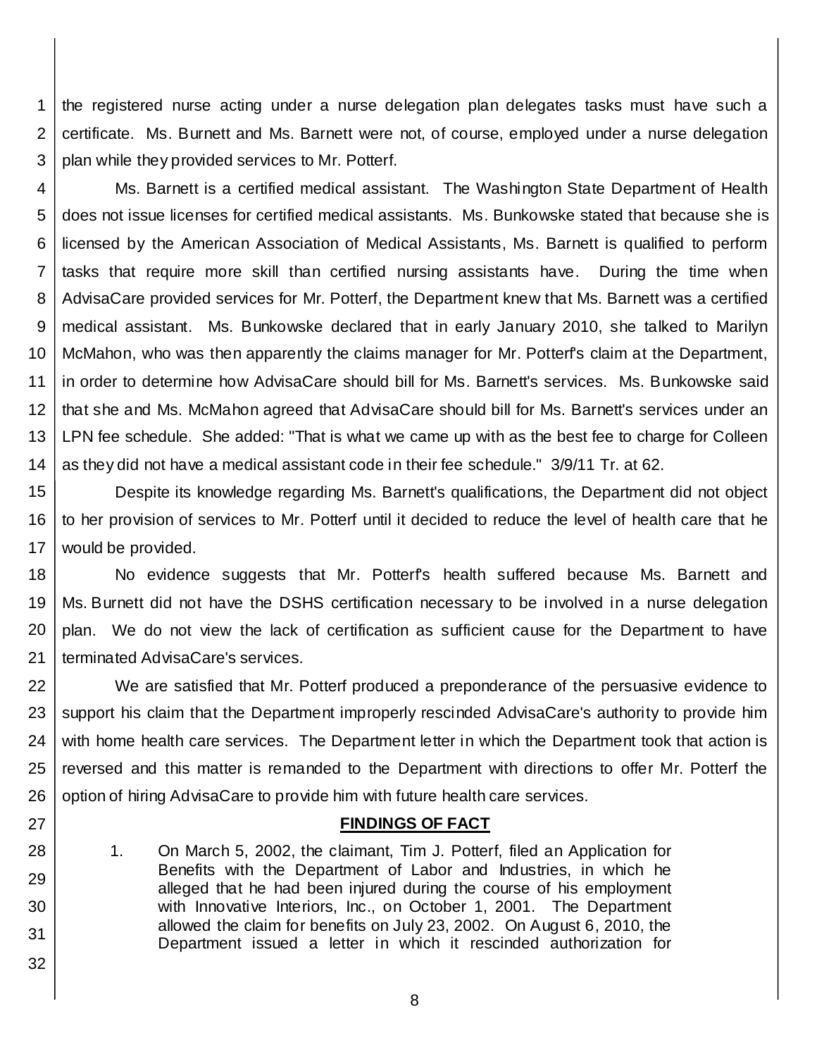the registered nurse acting under a nurse delegation plan delegates tasks must have such a certificate. Ms. Burnett and Ms. Barnett were not, of course, employed under a nurse delegation plan while they provided services to Mr. Potterf.

Ms. Barnett is a certified medical assistant. The Washington State Department of Health does not issue licenses for certified medical assistants. Ms. Bunkowske stated that because she is licensed by the American Association of Medical Assistants, Ms. Barnett is qualified to perform tasks that require more skill than certified nursing assistants have. During the time when AdvisaCare provided services for Mr. Potterf, the Department knew that Ms. Barnett was a certified medical assistant. Ms. Bunkowske declared that in early January 2010, she talked to Marilyn McMahon, who was then apparently the claims manager for Mr. Potterf's claim at the Department, in order to determine how AdvisaCare should bill for Ms. Barnett's services. Ms. Bunkowske said that she and Ms. McMahon agreed that AdvisaCare should bill for Ms. Barnett's services under an LPN fee schedule. She added: "That is what we came up with as the best fee to charge for Colleen as they did not have a medical assistant code in their fee schedule." 3/9/11 Tr. at 62.

Despite its knowledge regarding Ms. Barnett's qualifications, the Department did not object to her provision of services to Mr. Potterf until it decided to reduce the level of health care that he would be provided.

No evidence suggests that Mr. Potterf's health suffered because Ms. Barnett and Ms. Burnett did not have the DSHS certification necessary to be involved in a nurse delegation plan. We do not view the lack of certification as sufficient cause for the Department to have terminated AdvisaCare's services.

We are satisfied that Mr. Potterf produced a preponderance of the persuasive evidence to support his claim that the Department improperly rescinded AdvisaCare's authority to provide him with home health care services. The Department letter in which the Department took that action is reversed and this matter is remanded to the Department with directions to offer Mr. Potterf the option of hiring AdvisaCare to provide him with future health care services.

## **FINDINGS OF FACT**

1. On March 5, 2002, the claimant, Tim J. Potterf, filed an Application for Benefits with the Department of Labor and Industries, in which he alleged that he had been injured during the course of his employment with Innovative Interiors, Inc., on October 1, 2001. The Department allowed the claim for benefits on July 23, 2002. On August 6, 2010, the Department issued a letter in which it rescinded authorization for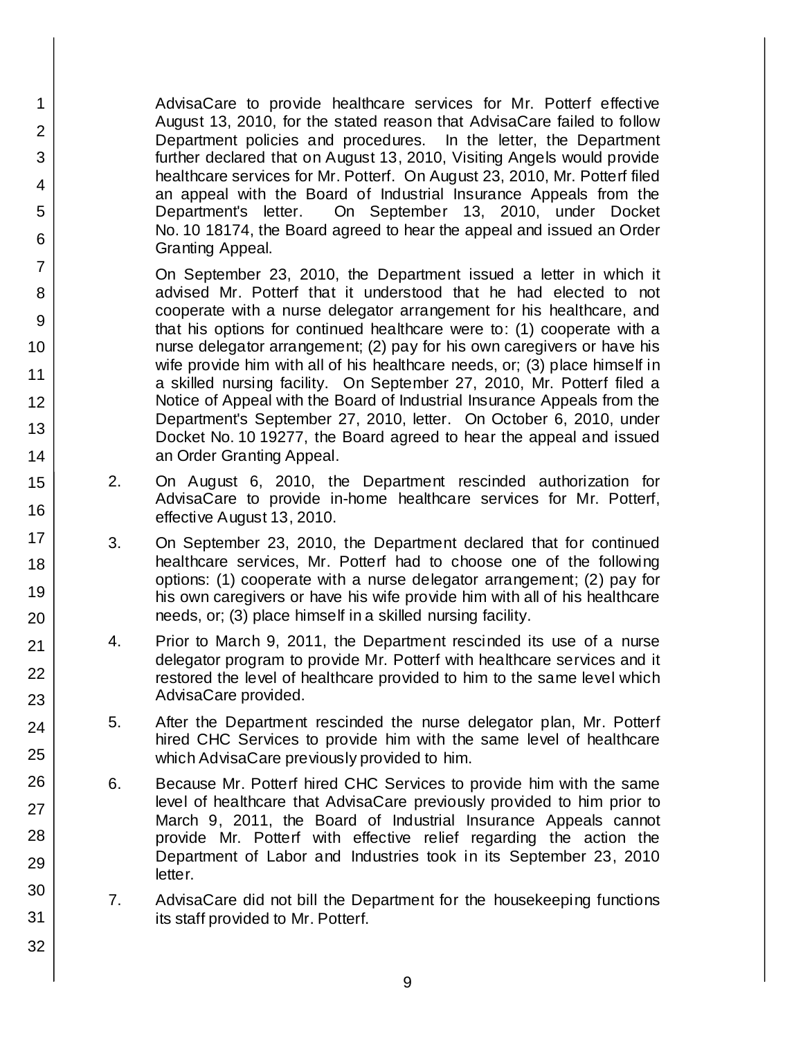AdvisaCare to provide healthcare services for Mr. Potterf effective August 13, 2010, for the stated reason that AdvisaCare failed to follow Department policies and procedures. In the letter, the Department further declared that on August 13, 2010, Visiting Angels would provide healthcare services for Mr. Potterf. On August 23, 2010, Mr. Potterf filed an appeal with the Board of Industrial Insurance Appeals from the Department's letter. On September 13, 2010, under Docket No. 10 18174, the Board agreed to hear the appeal and issued an Order Granting Appeal.

On September 23, 2010, the Department issued a letter in which it advised Mr. Potterf that it understood that he had elected to not cooperate with a nurse delegator arrangement for his healthcare, and that his options for continued healthcare were to: (1) cooperate with a nurse delegator arrangement; (2) pay for his own caregivers or have his wife provide him with all of his healthcare needs, or; (3) place himself in a skilled nursing facility. On September 27, 2010, Mr. Potterf filed a Notice of Appeal with the Board of Industrial Insurance Appeals from the Department's September 27, 2010, letter. On October 6, 2010, under Docket No. 10 19277, the Board agreed to hear the appeal and issued an Order Granting Appeal.

2. On August 6, 2010, the Department rescinded authorization for AdvisaCare to provide in-home healthcare services for Mr. Potterf, effective August 13, 2010.

3. On September 23, 2010, the Department declared that for continued healthcare services, Mr. Potterf had to choose one of the following options: (1) cooperate with a nurse delegator arrangement; (2) pay for his own caregivers or have his wife provide him with all of his healthcare needs, or; (3) place himself in a skilled nursing facility.

4. Prior to March 9, 2011, the Department rescinded its use of a nurse delegator program to provide Mr. Potterf with healthcare services and it restored the level of healthcare provided to him to the same level which AdvisaCare provided.

5. After the Department rescinded the nurse delegator plan, Mr. Potterf hired CHC Services to provide him with the same level of healthcare which AdvisaCare previously provided to him.

6. Because Mr. Potterf hired CHC Services to provide him with the same level of healthcare that AdvisaCare previously provided to him prior to March 9, 2011, the Board of Industrial Insurance Appeals cannot provide Mr. Potterf with effective relief regarding the action the Department of Labor and Industries took in its September 23, 2010 letter.

7. AdvisaCare did not bill the Department for the housekeeping functions its staff provided to Mr. Potterf.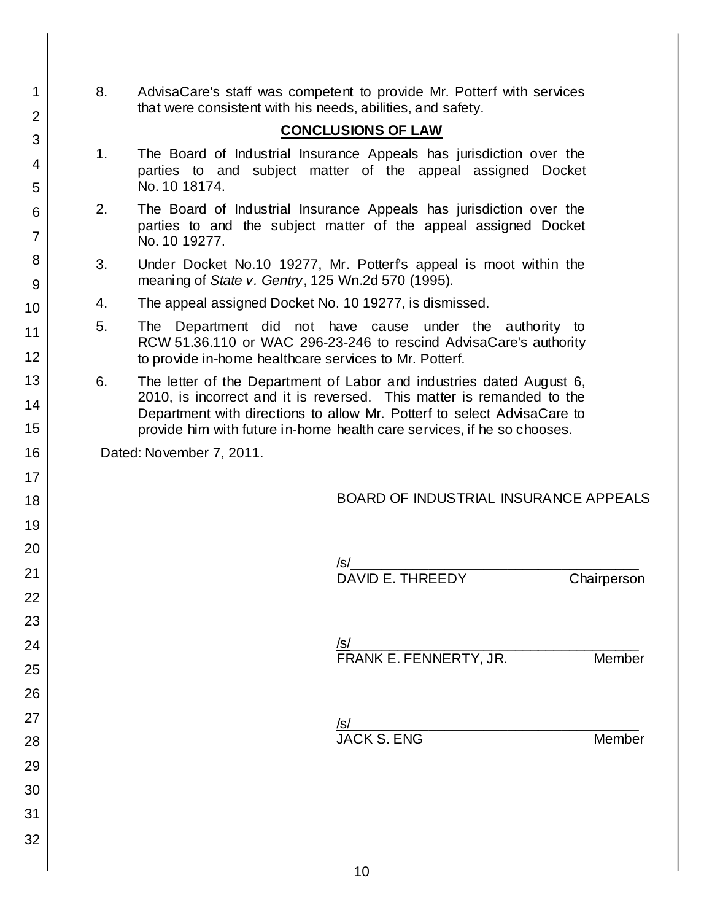8. AdvisaCare's staff was competent to provide Mr. Potterf with services that were consistent with his needs, abilities, and safety.

## CONCLUSIONS OF LAW

1. The Board of Industrial Insurance Appeals has jurisdiction over the parties to and subject matter of the appeal assigned Docket No. 10 18174.

2. The Board of Industrial Insurance Appeals has jurisdiction over the parties to and the subject matter of the appeal assigned Docket No. 10 19277.

3. Under Docket No.10 19277, Mr. Potterf's appeal is moot within the meaning of *State v. Gentry*, 125 Wn.2d 570 (1995).

4. The appeal assigned Docket No. 10 19277, is dismissed.

5. The Department did not have cause under the authority to RCW 51.36.110 or WAC 296-23-246 to rescind AdvisaCare's authority to provide in-home healthcare services to Mr. Potterf.

6. The letter of the Department of Labor and industries dated August 6, 2010, is incorrect and it is reversed. This matter is remanded to the Department with directions to allow Mr. Potterf to select AdvisaCare to provide him with future in-home health care services, if he so chooses.

Dated: November 7, 2011.

BOARD OF INDUSTRIAL INSURANCE APPEALS

/s/
DAVID E. THREEDY Chairperson

/s/
FRANK E. FENNERTY, JR. Member

/s/
JACK S. ENG Member